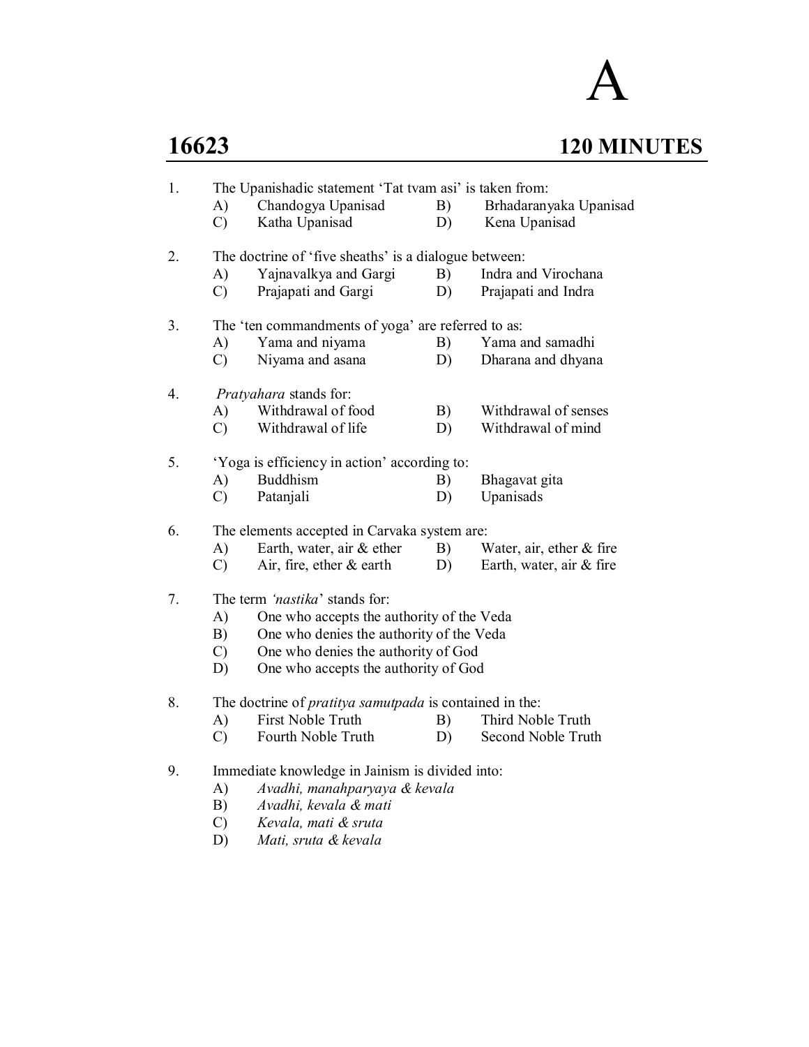# A

## 16623 — 120 MINUTES

1. The Upanishadic statement 'Tat tvam asi' is taken from:
   - A) Chandogya Upanisad
   - B) Brhadaranyaka Upanisad
   - C) Katha Upanisad
   - D) Kena Upanisad

2. The doctrine of 'five sheaths' is a dialogue between:
   - A) Yajnavalkya and Gargi
   - B) Indra and Virochana
   - C) Prajapati and Gargi
   - D) Prajapati and Indra

3. The 'ten commandments of yoga' are referred to as:
   - A) Yama and niyama
   - B) Yama and samadhi
   - C) Niyama and asana
   - D) Dharana and dhyana

4. *Pratyahara* stands for:
   - A) Withdrawal of food
   - B) Withdrawal of senses
   - C) Withdrawal of life
   - D) Withdrawal of mind

5. 'Yoga is efficiency in action' according to:
   - A) Buddhism
   - B) Bhagavat gita
   - C) Patanjali
   - D) Upanisads

6. The elements accepted in Carvaka system are:
   - A) Earth, water, air & ether
   - B) Water, air, ether & fire
   - C) Air, fire, ether & earth
   - D) Earth, water, air & fire

7. The term *'nastika'* stands for:
   - A) One who accepts the authority of the Veda
   - B) One who denies the authority of the Veda
   - C) One who denies the authority of God
   - D) One who accepts the authority of God

8. The doctrine of *pratitya samutpada* is contained in the:
   - A) First Noble Truth
   - B) Third Noble Truth
   - C) Fourth Noble Truth
   - D) Second Noble Truth

9. Immediate knowledge in Jainism is divided into:
   - A) *Avadhi, manahparyaya & kevala*
   - B) *Avadhi, kevala & mati*
   - C) *Kevala, mati & sruta*
   - D) *Mati, sruta & kevala*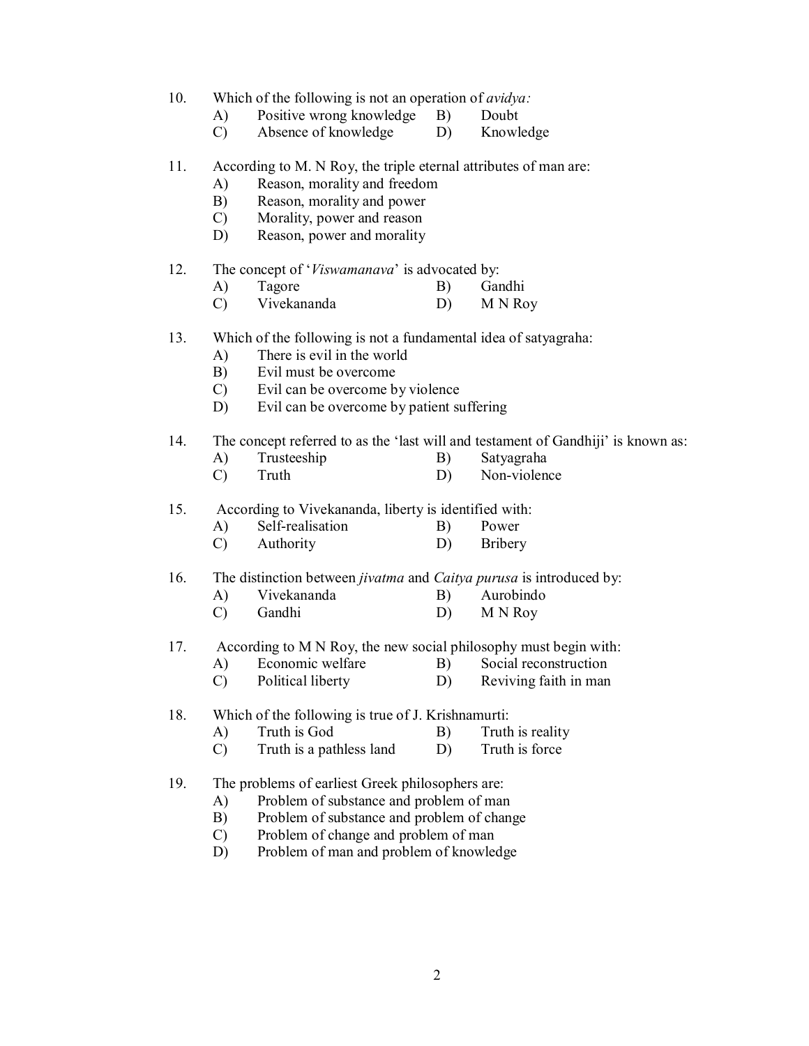10. Which of the following is not an operation of *avidya:*
    A) Positive wrong knowledge B) Doubt
    C) Absence of knowledge D) Knowledge

11. According to M. N Roy, the triple eternal attributes of man are:
    A) Reason, morality and freedom
    B) Reason, morality and power
    C) Morality, power and reason
    D) Reason, power and morality

12. The concept of '*Viswamanava*' is advocated by:
    A) Tagore B) Gandhi
    C) Vivekananda D) M N Roy

13. Which of the following is not a fundamental idea of satyagraha:
    A) There is evil in the world
    B) Evil must be overcome
    C) Evil can be overcome by violence
    D) Evil can be overcome by patient suffering

14. The concept referred to as the 'last will and testament of Gandhiji' is known as:
    A) Trusteeship B) Satyagraha
    C) Truth D) Non-violence

15. According to Vivekananda, liberty is identified with:
    A) Self-realisation B) Power
    C) Authority D) Bribery

16. The distinction between *jivatma* and *Caitya purusa* is introduced by:
    A) Vivekananda B) Aurobindo
    C) Gandhi D) M N Roy

17. According to M N Roy, the new social philosophy must begin with:
    A) Economic welfare B) Social reconstruction
    C) Political liberty D) Reviving faith in man

18. Which of the following is true of J. Krishnamurti:
    A) Truth is God B) Truth is reality
    C) Truth is a pathless land D) Truth is force

19. The problems of earliest Greek philosophers are:
    A) Problem of substance and problem of man
    B) Problem of substance and problem of change
    C) Problem of change and problem of man
    D) Problem of man and problem of knowledge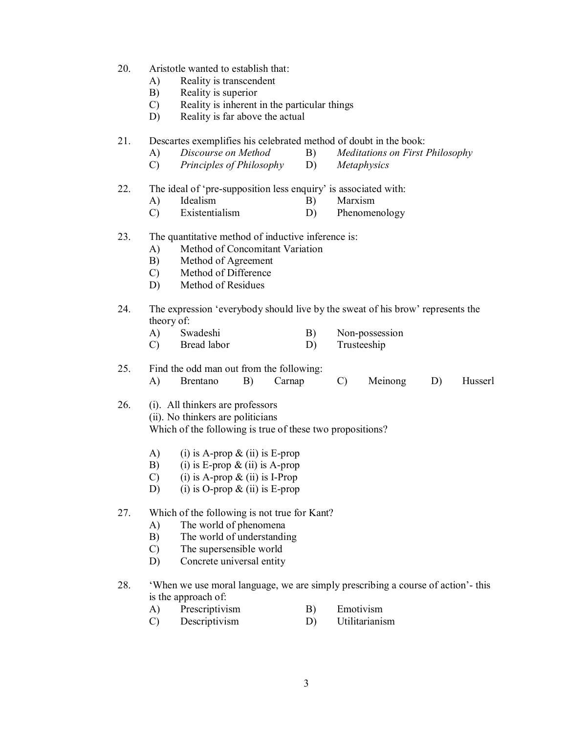20. Aristotle wanted to establish that:
    - A) Reality is transcendent
    - B) Reality is superior
    - C) Reality is inherent in the particular things
    - D) Reality is far above the actual

21. Descartes exemplifies his celebrated method of doubt in the book:
    - A) *Discourse on Method*
    - B) *Meditations on First Philosophy*
    - C) *Principles of Philosophy*
    - D) *Metaphysics*

22. The ideal of 'pre-supposition less enquiry' is associated with:
    - A) Idealism
    - B) Marxism
    - C) Existentialism
    - D) Phenomenology

23. The quantitative method of inductive inference is:
    - A) Method of Concomitant Variation
    - B) Method of Agreement
    - C) Method of Difference
    - D) Method of Residues

24. The expression 'everybody should live by the sweat of his brow' represents the theory of:
    - A) Swadeshi
    - B) Non-possession
    - C) Bread labor
    - D) Trusteeship

25. Find the odd man out from the following:
    - A) Brentano
    - B) Carnap
    - C) Meinong
    - D) Husserl

26. (i). All thinkers are professors
    (ii). No thinkers are politicians
    Which of the following is true of these two propositions?

    - A) (i) is A-prop & (ii) is E-prop
    - B) (i) is E-prop & (ii) is A-prop
    - C) (i) is A-prop & (ii) is I-Prop
    - D) (i) is O-prop & (ii) is E-prop

27. Which of the following is not true for Kant?
    - A) The world of phenomena
    - B) The world of understanding
    - C) The supersensible world
    - D) Concrete universal entity

28. 'When we use moral language, we are simply prescribing a course of action'- this is the approach of:
    - A) Prescriptivism
    - B) Emotivism
    - C) Descriptivism
    - D) Utilitarianism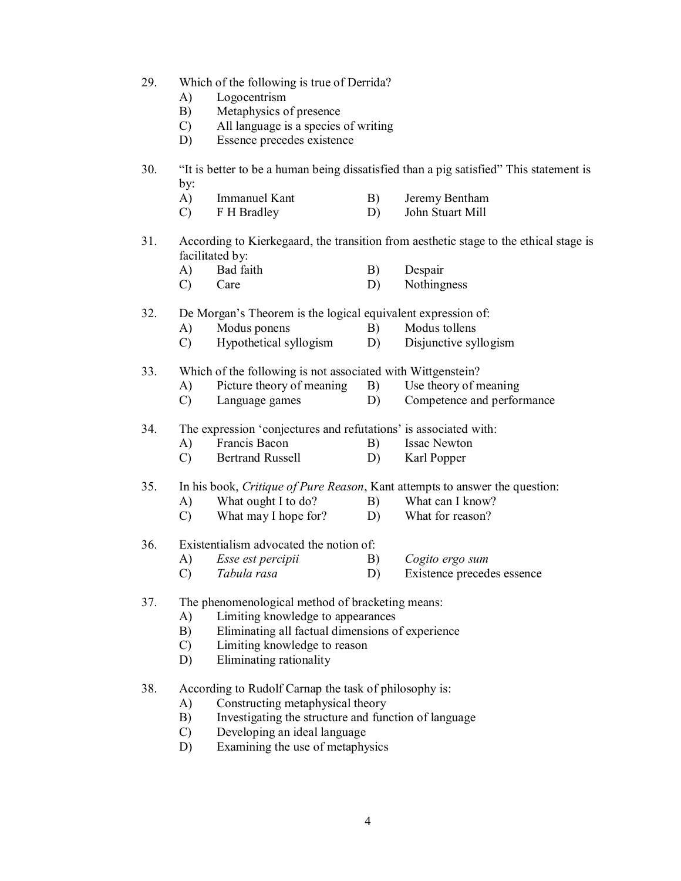29. Which of the following is true of Derrida?
    - A) Logocentrism
    - B) Metaphysics of presence
    - C) All language is a species of writing
    - D) Essence precedes existence

30. "It is better to be a human being dissatisfied than a pig satisfied" This statement is by:
    - A) Immanuel Kant
    - B) Jeremy Bentham
    - C) F H Bradley
    - D) John Stuart Mill

31. According to Kierkegaard, the transition from aesthetic stage to the ethical stage is facilitated by:
    - A) Bad faith
    - B) Despair
    - C) Care
    - D) Nothingness

32. De Morgan's Theorem is the logical equivalent expression of:
    - A) Modus ponens
    - B) Modus tollens
    - C) Hypothetical syllogism
    - D) Disjunctive syllogism

33. Which of the following is not associated with Wittgenstein?
    - A) Picture theory of meaning
    - B) Use theory of meaning
    - C) Language games
    - D) Competence and performance

34. The expression 'conjectures and refutations' is associated with:
    - A) Francis Bacon
    - B) Issac Newton
    - C) Bertrand Russell
    - D) Karl Popper

35. In his book, *Critique of Pure Reason*, Kant attempts to answer the question:
    - A) What ought I to do?
    - B) What can I know?
    - C) What may I hope for?
    - D) What for reason?

36. Existentialism advocated the notion of:
    - A) *Esse est percipii*
    - B) *Cogito ergo sum*
    - C) *Tabula rasa*
    - D) Existence precedes essence

37. The phenomenological method of bracketing means:
    - A) Limiting knowledge to appearances
    - B) Eliminating all factual dimensions of experience
    - C) Limiting knowledge to reason
    - D) Eliminating rationality

38. According to Rudolf Carnap the task of philosophy is:
    - A) Constructing metaphysical theory
    - B) Investigating the structure and function of language
    - C) Developing an ideal language
    - D) Examining the use of metaphysics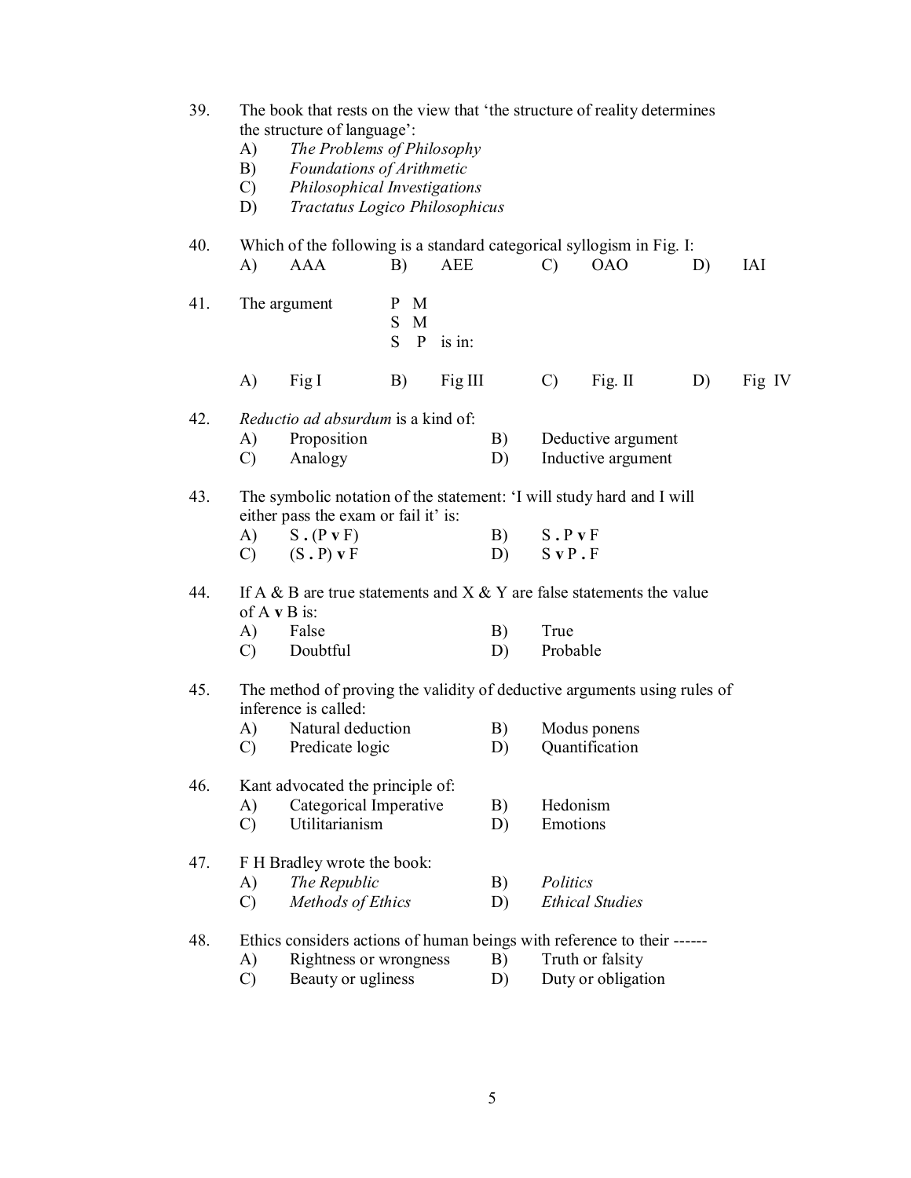39. The book that rests on the view that 'the structure of reality determines the structure of language':
    A) *The Problems of Philosophy*
    B) *Foundations of Arithmetic*
    C) *Philosophical Investigations*
    D) *Tractatus Logico Philosophicus*

40. Which of the following is a standard categorical syllogism in Fig. I:
    A) AAA B) AEE C) OAO D) IAI

41. The argument

    P M
    S M
    S P is in:

    A) Fig I B) Fig III C) Fig. II D) Fig IV

42. *Reductio ad absurdum* is a kind of:
    A) Proposition B) Deductive argument
    C) Analogy D) Inductive argument

43. The symbolic notation of the statement: 'I will study hard and I will either pass the exam or fail it' is:
    A) S **.** (P **v** F) B) S **.** P **v** F
    C) (S **.** P) **v** F D) S **v** P **.** F

44. If A & B are true statements and X & Y are false statements the value of A **v** B is:
    A) False B) True
    C) Doubtful D) Probable

45. The method of proving the validity of deductive arguments using rules of inference is called:
    A) Natural deduction B) Modus ponens
    C) Predicate logic D) Quantification

46. Kant advocated the principle of:
    A) Categorical Imperative B) Hedonism
    C) Utilitarianism D) Emotions

47. F H Bradley wrote the book:
    A) *The Republic* B) *Politics*
    C) *Methods of Ethics* D) *Ethical Studies*

48. Ethics considers actions of human beings with reference to their ------
    A) Rightness or wrongness B) Truth or falsity
    C) Beauty or ugliness D) Duty or obligation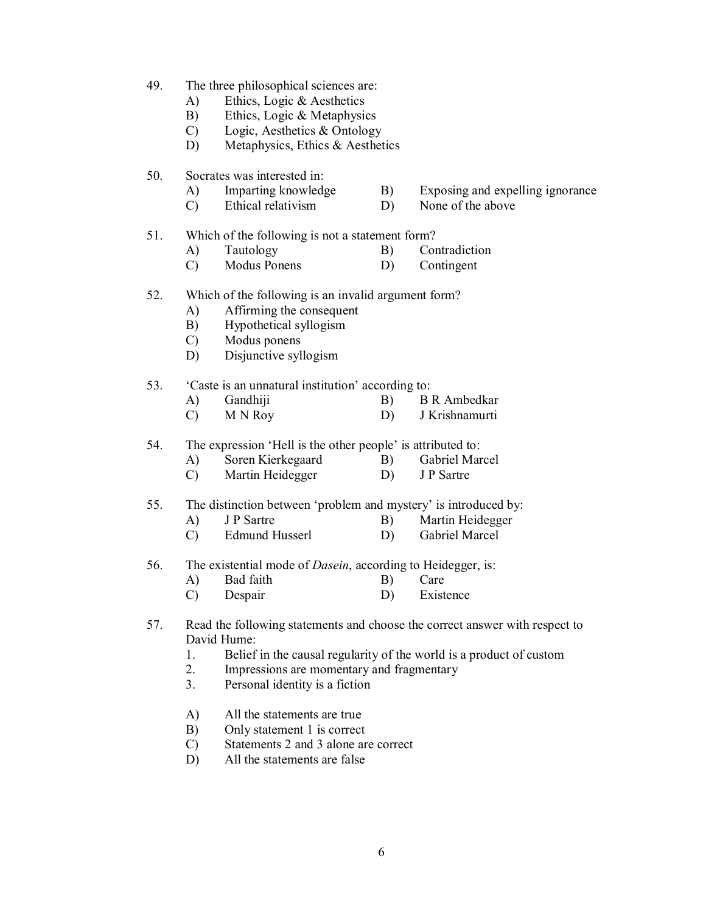49. The three philosophical sciences are:
    A) Ethics, Logic & Aesthetics
    B) Ethics, Logic & Metaphysics
    C) Logic, Aesthetics & Ontology
    D) Metaphysics, Ethics & Aesthetics

50. Socrates was interested in:
    A) Imparting knowledge
    B) Exposing and expelling ignorance
    C) Ethical relativism
    D) None of the above

51. Which of the following is not a statement form?
    A) Tautology
    B) Contradiction
    C) Modus Ponens
    D) Contingent

52. Which of the following is an invalid argument form?
    A) Affirming the consequent
    B) Hypothetical syllogism
    C) Modus ponens
    D) Disjunctive syllogism

53. 'Caste is an unnatural institution' according to:
    A) Gandhiji
    B) B R Ambedkar
    C) M N Roy
    D) J Krishnamurti

54. The expression 'Hell is the other people' is attributed to:
    A) Soren Kierkegaard
    B) Gabriel Marcel
    C) Martin Heidegger
    D) J P Sartre

55. The distinction between 'problem and mystery' is introduced by:
    A) J P Sartre
    B) Martin Heidegger
    C) Edmund Husserl
    D) Gabriel Marcel

56. The existential mode of *Dasein*, according to Heidegger, is:
    A) Bad faith
    B) Care
    C) Despair
    D) Existence

57. Read the following statements and choose the correct answer with respect to David Hume:
    1. Belief in the causal regularity of the world is a product of custom
    2. Impressions are momentary and fragmentary
    3. Personal identity is a fiction

    A) All the statements are true
    B) Only statement 1 is correct
    C) Statements 2 and 3 alone are correct
    D) All the statements are false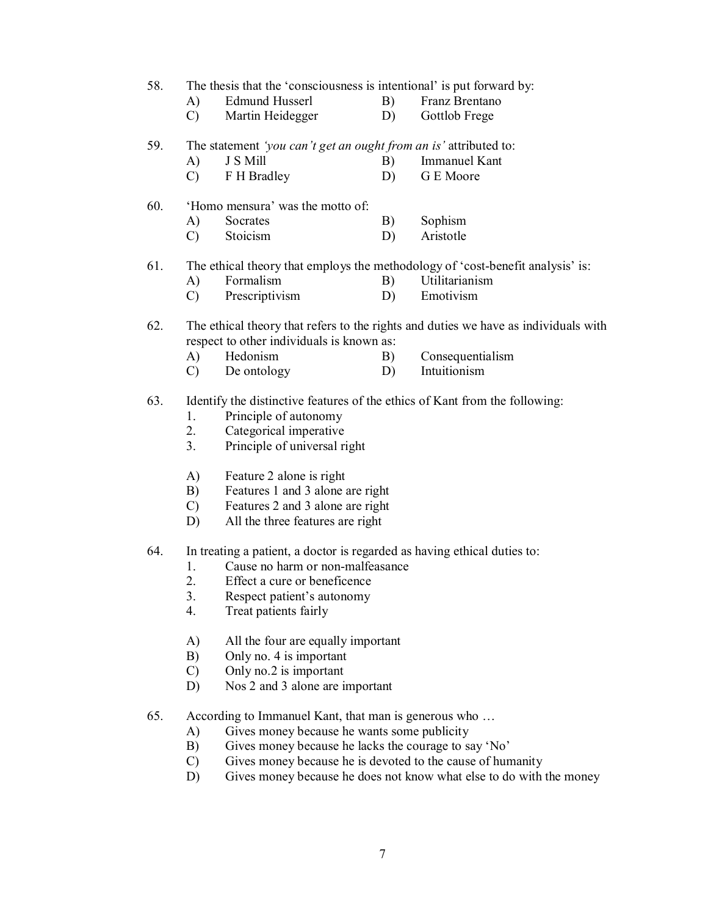58. The thesis that the 'consciousness is intentional' is put forward by:
    A) Edmund Husserl
    B) Franz Brentano
    C) Martin Heidegger
    D) Gottlob Frege

59. The statement *'you can't get an ought from an is'* attributed to:
    A) J S Mill
    B) Immanuel Kant
    C) F H Bradley
    D) G E Moore

60. 'Homo mensura' was the motto of:
    A) Socrates
    B) Sophism
    C) Stoicism
    D) Aristotle

61. The ethical theory that employs the methodology of 'cost-benefit analysis' is:
    A) Formalism
    B) Utilitarianism
    C) Prescriptivism
    D) Emotivism

62. The ethical theory that refers to the rights and duties we have as individuals with respect to other individuals is known as:
    A) Hedonism
    B) Consequentialism
    C) De ontology
    D) Intuitionism

63. Identify the distinctive features of the ethics of Kant from the following:
    1. Principle of autonomy
    2. Categorical imperative
    3. Principle of universal right

    A) Feature 2 alone is right
    B) Features 1 and 3 alone are right
    C) Features 2 and 3 alone are right
    D) All the three features are right

64. In treating a patient, a doctor is regarded as having ethical duties to:
    1. Cause no harm or non-malfeasance
    2. Effect a cure or beneficence
    3. Respect patient's autonomy
    4. Treat patients fairly

    A) All the four are equally important
    B) Only no. 4 is important
    C) Only no.2 is important
    D) Nos 2 and 3 alone are important

65. According to Immanuel Kant, that man is generous who …
    A) Gives money because he wants some publicity
    B) Gives money because he lacks the courage to say 'No'
    C) Gives money because he is devoted to the cause of humanity
    D) Gives money because he does not know what else to do with the money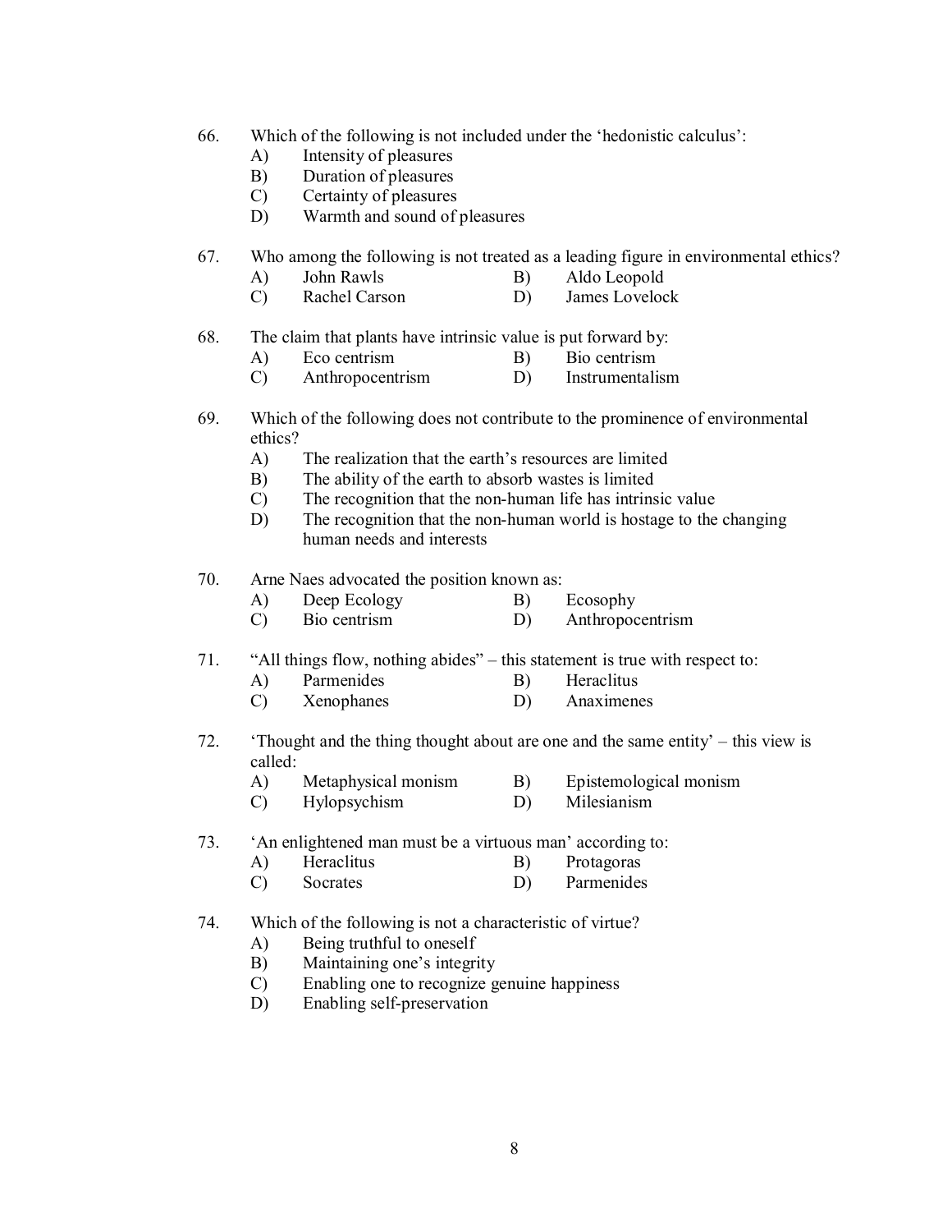66. Which of the following is not included under the 'hedonistic calculus':
    A) Intensity of pleasures
    B) Duration of pleasures
    C) Certainty of pleasures
    D) Warmth and sound of pleasures

67. Who among the following is not treated as a leading figure in environmental ethics?
    A) John Rawls
    B) Aldo Leopold
    C) Rachel Carson
    D) James Lovelock

68. The claim that plants have intrinsic value is put forward by:
    A) Eco centrism
    B) Bio centrism
    C) Anthropocentrism
    D) Instrumentalism

69. Which of the following does not contribute to the prominence of environmental ethics?
    A) The realization that the earth's resources are limited
    B) The ability of the earth to absorb wastes is limited
    C) The recognition that the non-human life has intrinsic value
    D) The recognition that the non-human world is hostage to the changing human needs and interests

70. Arne Naes advocated the position known as:
    A) Deep Ecology
    B) Ecosophy
    C) Bio centrism
    D) Anthropocentrism

71. "All things flow, nothing abides" – this statement is true with respect to:
    A) Parmenides
    B) Heraclitus
    C) Xenophanes
    D) Anaximenes

72. 'Thought and the thing thought about are one and the same entity' – this view is called:
    A) Metaphysical monism
    B) Epistemological monism
    C) Hylopsychism
    D) Milesianism

73. 'An enlightened man must be a virtuous man' according to:
    A) Heraclitus
    B) Protagoras
    C) Socrates
    D) Parmenides

74. Which of the following is not a characteristic of virtue?
    A) Being truthful to oneself
    B) Maintaining one's integrity
    C) Enabling one to recognize genuine happiness
    D) Enabling self-preservation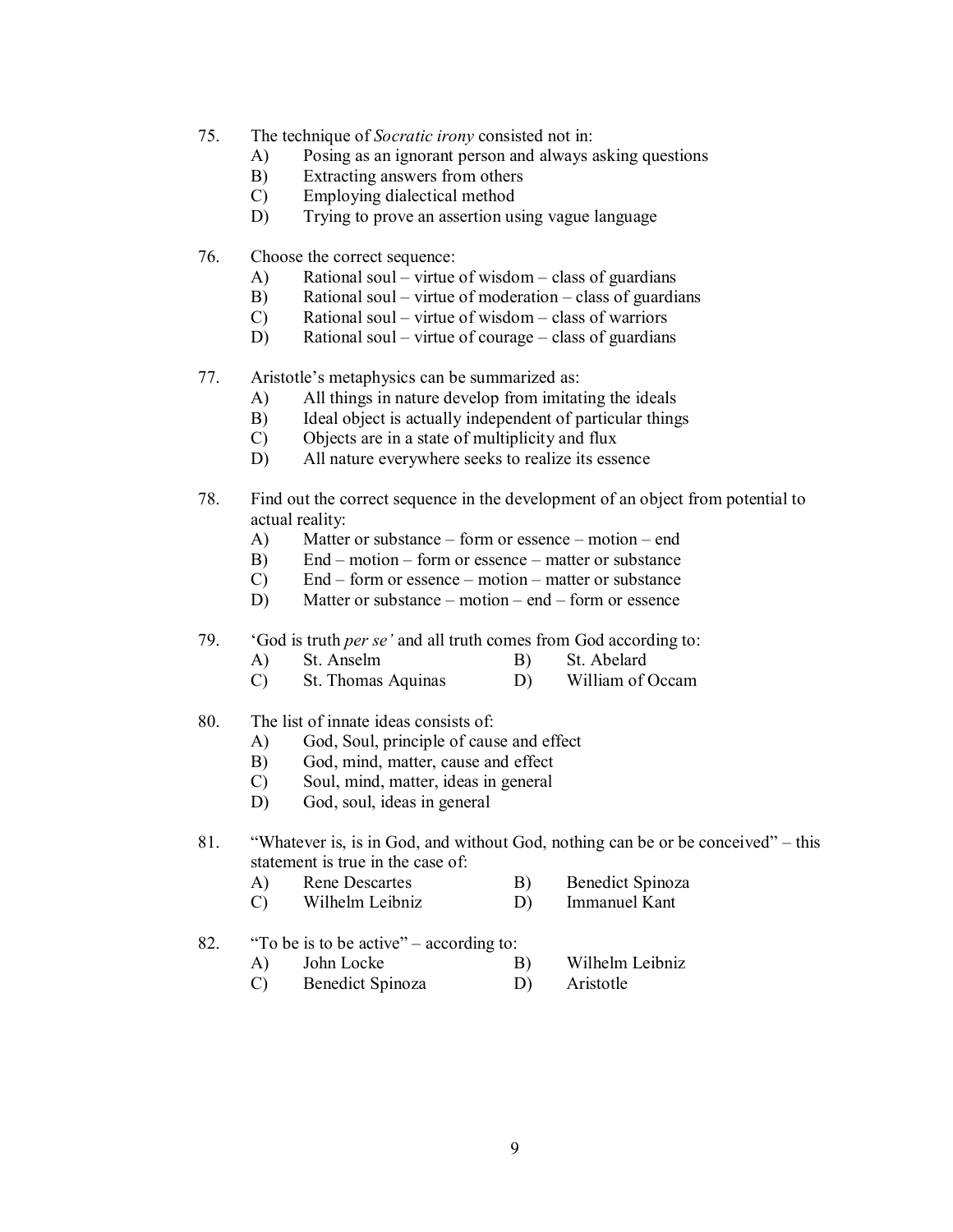75. The technique of *Socratic irony* consisted not in:
    - A) Posing as an ignorant person and always asking questions
    - B) Extracting answers from others
    - C) Employing dialectical method
    - D) Trying to prove an assertion using vague language

76. Choose the correct sequence:
    - A) Rational soul – virtue of wisdom – class of guardians
    - B) Rational soul – virtue of moderation – class of guardians
    - C) Rational soul – virtue of wisdom – class of warriors
    - D) Rational soul – virtue of courage – class of guardians

77. Aristotle's metaphysics can be summarized as:
    - A) All things in nature develop from imitating the ideals
    - B) Ideal object is actually independent of particular things
    - C) Objects are in a state of multiplicity and flux
    - D) All nature everywhere seeks to realize its essence

78. Find out the correct sequence in the development of an object from potential to actual reality:
    - A) Matter or substance – form or essence – motion – end
    - B) End – motion – form or essence – matter or substance
    - C) End – form or essence – motion – matter or substance
    - D) Matter or substance – motion – end – form or essence

79. 'God is truth *per se*' and all truth comes from God according to:
    - A) St. Anselm
    - B) St. Abelard
    - C) St. Thomas Aquinas
    - D) William of Occam

80. The list of innate ideas consists of:
    - A) God, Soul, principle of cause and effect
    - B) God, mind, matter, cause and effect
    - C) Soul, mind, matter, ideas in general
    - D) God, soul, ideas in general

81. "Whatever is, is in God, and without God, nothing can be or be conceived" – this statement is true in the case of:
    - A) Rene Descartes
    - B) Benedict Spinoza
    - C) Wilhelm Leibniz
    - D) Immanuel Kant

82. "To be is to be active" – according to:
    - A) John Locke
    - B) Wilhelm Leibniz
    - C) Benedict Spinoza
    - D) Aristotle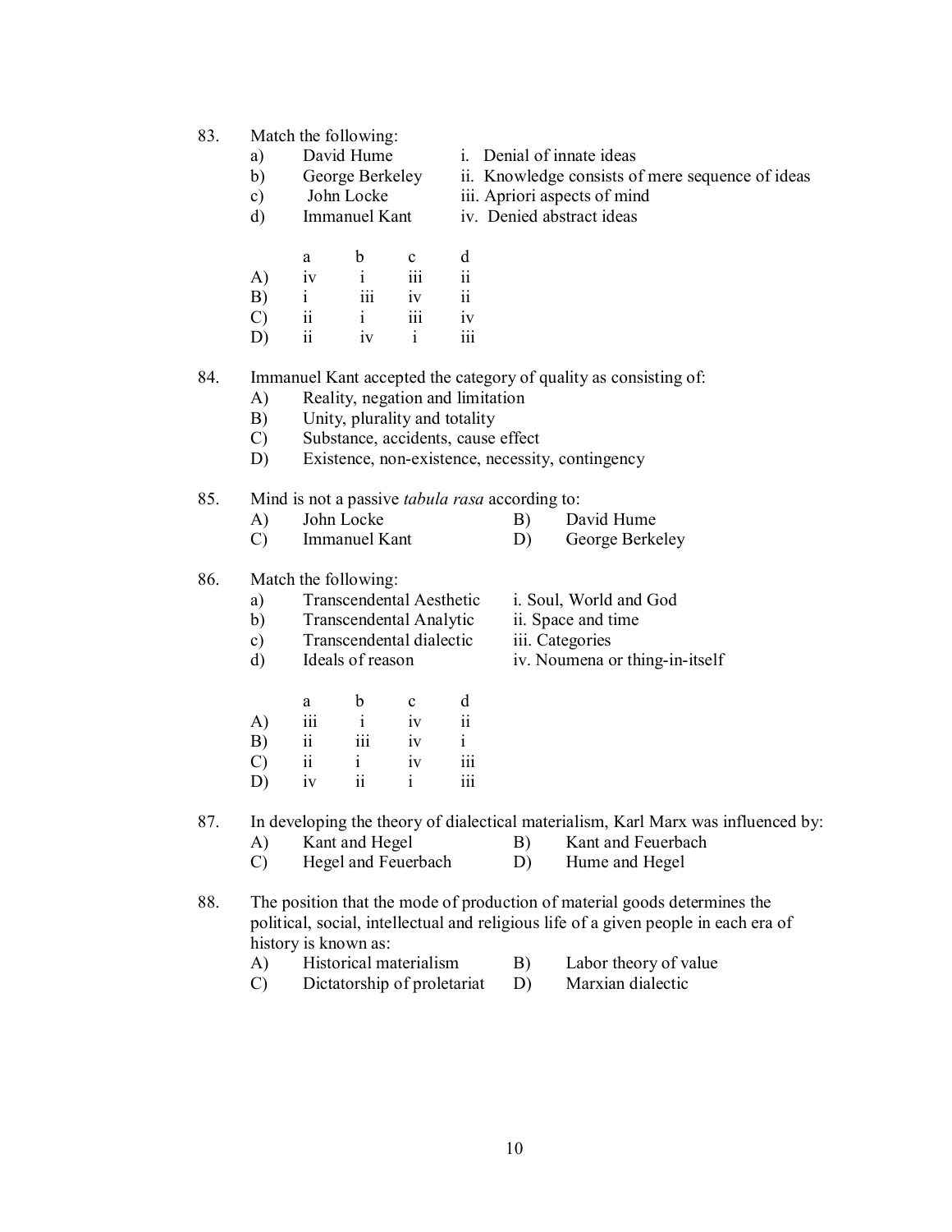83. Match the following:

a) David Hume — i. Denial of innate ideas
b) George Berkeley — ii. Knowledge consists of mere sequence of ideas
c) John Locke — iii. Apriori aspects of mind
d) Immanuel Kant — iv. Denied abstract ideas

| | a | b | c | d |
|---|---|---|---|---|
| A) | iv | i | iii | ii |
| B) | i | iii | iv | ii |
| C) | ii | i | iii | iv |
| D) | ii | iv | i | iii |

84. Immanuel Kant accepted the category of quality as consisting of:

A) Reality, negation and limitation
B) Unity, plurality and totality
C) Substance, accidents, cause effect
D) Existence, non-existence, necessity, contingency

85. Mind is not a passive *tabula rasa* according to:

A) John Locke
B) David Hume
C) Immanuel Kant
D) George Berkeley

86. Match the following:

a) Transcendental Aesthetic — i. Soul, World and God
b) Transcendental Analytic — ii. Space and time
c) Transcendental dialectic — iii. Categories
d) Ideals of reason — iv. Noumena or thing-in-itself

| | a | b | c | d |
|---|---|---|---|---|
| A) | iii | i | iv | ii |
| B) | ii | iii | iv | i |
| C) | ii | i | iv | iii |
| D) | iv | ii | i | iii |

87. In developing the theory of dialectical materialism, Karl Marx was influenced by:

A) Kant and Hegel
B) Kant and Feuerbach
C) Hegel and Feuerbach
D) Hume and Hegel

88. The position that the mode of production of material goods determines the political, social, intellectual and religious life of a given people in each era of history is known as:

A) Historical materialism
B) Labor theory of value
C) Dictatorship of proletariat
D) Marxian dialectic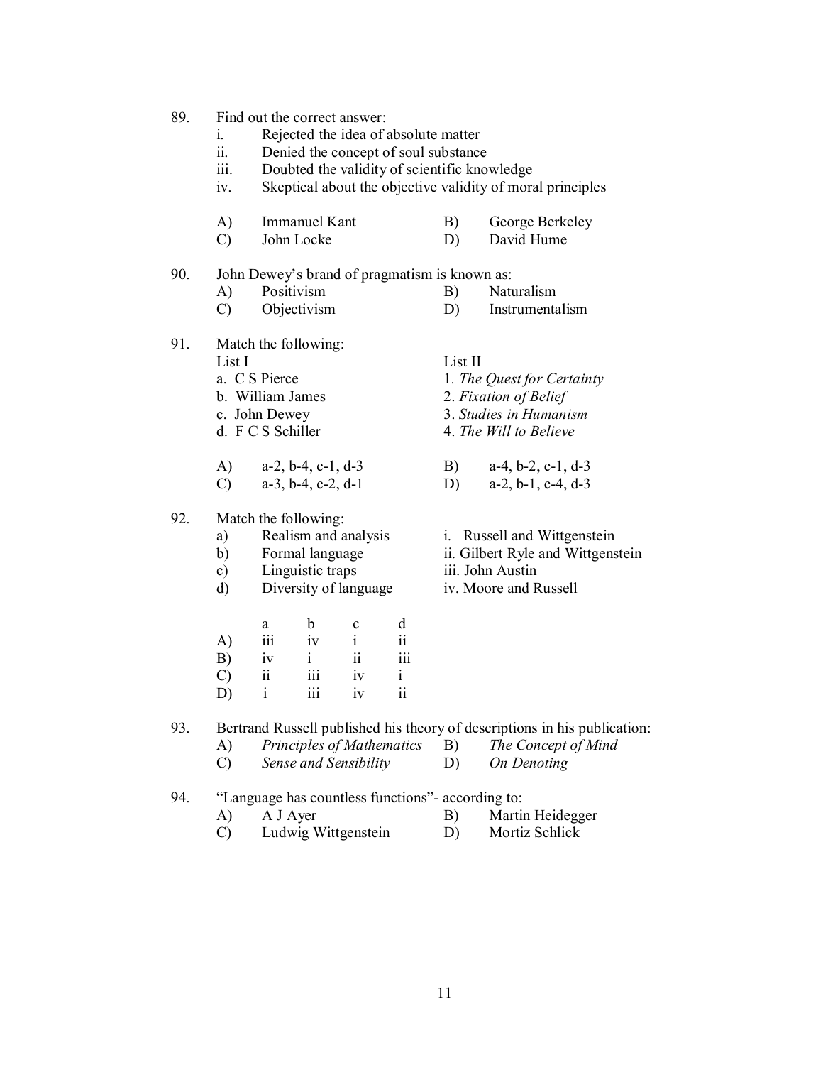89. Find out the correct answer:
   i. Rejected the idea of absolute matter
   ii. Denied the concept of soul substance
   iii. Doubted the validity of scientific knowledge
   iv. Skeptical about the objective validity of moral principles

   A) Immanuel Kant B) George Berkeley
   C) John Locke D) David Hume

90. John Dewey's brand of pragmatism is known as:
   A) Positivism B) Naturalism
   C) Objectivism D) Instrumentalism

91. Match the following:

| List I | List II |
|---|---|
| a. C S Pierce | 1. *The Quest for Certainty* |
| b. William James | 2. *Fixation of Belief* |
| c. John Dewey | 3. *Studies in Humanism* |
| d. F C S Schiller | 4. *The Will to Believe* |

   A) a-2, b-4, c-1, d-3 B) a-4, b-2, c-1, d-3
   C) a-3, b-4, c-2, d-1 D) a-2, b-1, c-4, d-3

92. Match the following:
   a) Realism and analysis — i. Russell and Wittgenstein
   b) Formal language — ii. Gilbert Ryle and Wittgenstein
   c) Linguistic traps — iii. John Austin
   d) Diversity of language — iv. Moore and Russell

|  | a | b | c | d |
|---|---|---|---|---|
| A) | iii | iv | i | ii |
| B) | iv | i | ii | iii |
| C) | ii | iii | iv | i |
| D) | i | iii | iv | ii |

93. Bertrand Russell published his theory of descriptions in his publication:
   A) *Principles of Mathematics* B) *The Concept of Mind*
   C) *Sense and Sensibility* D) *On Denoting*

94. "Language has countless functions"- according to:
   A) A J Ayer B) Martin Heidegger
   C) Ludwig Wittgenstein D) Mortiz Schlick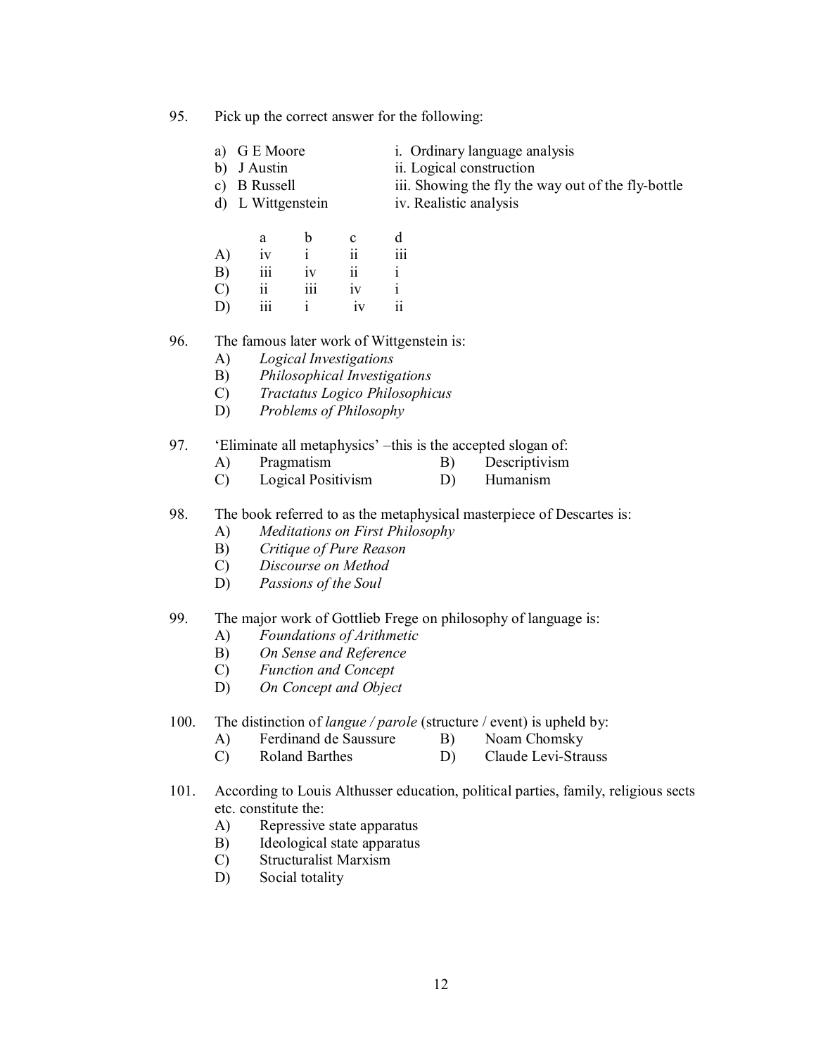95. Pick up the correct answer for the following:

a) G E Moore — i. Ordinary language analysis
b) J Austin — ii. Logical construction
c) B Russell — iii. Showing the fly the way out of the fly-bottle
d) L Wittgenstein — iv. Realistic analysis

| | a | b | c | d |
|---|---|---|---|---|
| A) | iv | i | ii | iii |
| B) | iii | iv | ii | i |
| C) | ii | iii | iv | i |
| D) | iii | i | iv | ii |

96. The famous later work of Wittgenstein is:
   A) *Logical Investigations*
   B) *Philosophical Investigations*
   C) *Tractatus Logico Philosophicus*
   D) *Problems of Philosophy*

97. 'Eliminate all metaphysics' –this is the accepted slogan of:
   A) Pragmatism
   B) Descriptivism
   C) Logical Positivism
   D) Humanism

98. The book referred to as the metaphysical masterpiece of Descartes is:
   A) *Meditations on First Philosophy*
   B) *Critique of Pure Reason*
   C) *Discourse on Method*
   D) *Passions of the Soul*

99. The major work of Gottlieb Frege on philosophy of language is:
   A) *Foundations of Arithmetic*
   B) *On Sense and Reference*
   C) *Function and Concept*
   D) *On Concept and Object*

100. The distinction of *langue / parole* (structure / event) is upheld by:
   A) Ferdinand de Saussure
   B) Noam Chomsky
   C) Roland Barthes
   D) Claude Levi-Strauss

101. According to Louis Althusser education, political parties, family, religious sects etc. constitute the:
   A) Repressive state apparatus
   B) Ideological state apparatus
   C) Structuralist Marxism
   D) Social totality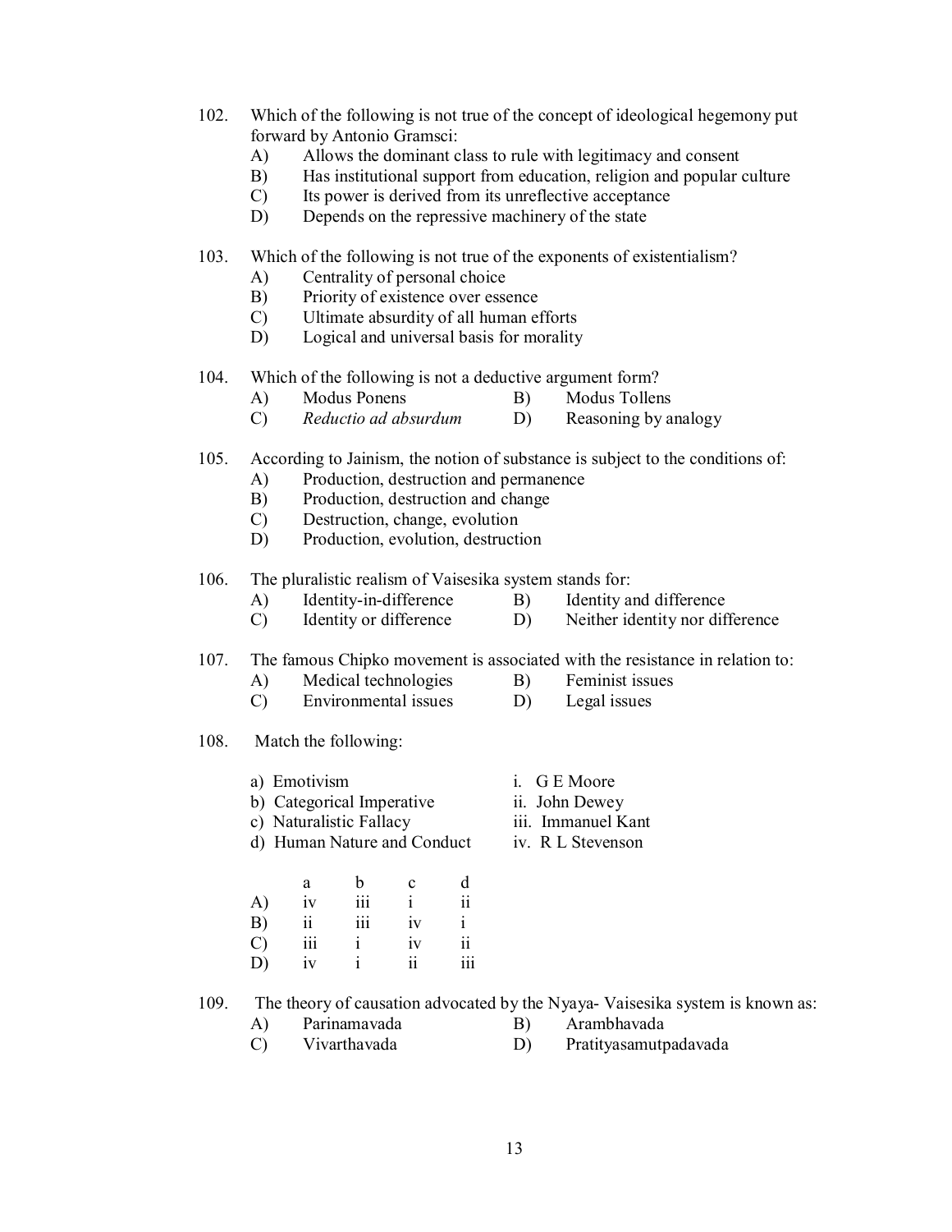102. Which of the following is not true of the concept of ideological hegemony put forward by Antonio Gramsci:
   A) Allows the dominant class to rule with legitimacy and consent
   B) Has institutional support from education, religion and popular culture
   C) Its power is derived from its unreflective acceptance
   D) Depends on the repressive machinery of the state

103. Which of the following is not true of the exponents of existentialism?
   A) Centrality of personal choice
   B) Priority of existence over essence
   C) Ultimate absurdity of all human efforts
   D) Logical and universal basis for morality

104. Which of the following is not a deductive argument form?
   A) Modus Ponens
   B) Modus Tollens
   C) *Reductio ad absurdum*
   D) Reasoning by analogy

105. According to Jainism, the notion of substance is subject to the conditions of:
   A) Production, destruction and permanence
   B) Production, destruction and change
   C) Destruction, change, evolution
   D) Production, evolution, destruction

106. The pluralistic realism of Vaisesika system stands for:
   A) Identity-in-difference
   B) Identity and difference
   C) Identity or difference
   D) Neither identity nor difference

107. The famous Chipko movement is associated with the resistance in relation to:
   A) Medical technologies
   B) Feminist issues
   C) Environmental issues
   D) Legal issues

108. Match the following:

   a) Emotivism — i. G E Moore
   b) Categorical Imperative — ii. John Dewey
   c) Naturalistic Fallacy — iii. Immanuel Kant
   d) Human Nature and Conduct — iv. R L Stevenson

|  | a | b | c | d |
|---|---|---|---|---|
| A) | iv | iii | i | ii |
| B) | ii | iii | iv | i |
| C) | iii | i | iv | ii |
| D) | iv | i | ii | iii |

109. The theory of causation advocated by the Nyaya- Vaisesika system is known as:
   A) Parinamavada
   B) Arambhavada
   C) Vivarthavada
   D) Pratityasamutpadavada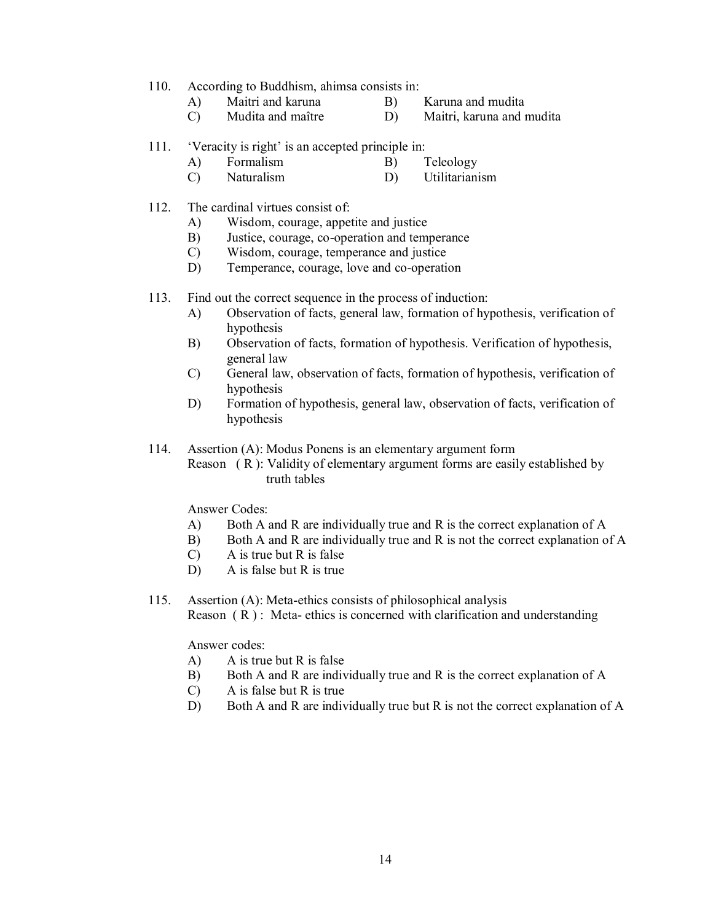110. According to Buddhism, ahimsa consists in:
   A) Maitri and karuna
   B) Karuna and mudita
   C) Mudita and maître
   D) Maitri, karuna and mudita

111. 'Veracity is right' is an accepted principle in:
   A) Formalism
   B) Teleology
   C) Naturalism
   D) Utilitarianism

112. The cardinal virtues consist of:
   A) Wisdom, courage, appetite and justice
   B) Justice, courage, co-operation and temperance
   C) Wisdom, courage, temperance and justice
   D) Temperance, courage, love and co-operation

113. Find out the correct sequence in the process of induction:
   A) Observation of facts, general law, formation of hypothesis, verification of hypothesis
   B) Observation of facts, formation of hypothesis. Verification of hypothesis, general law
   C) General law, observation of facts, formation of hypothesis, verification of hypothesis
   D) Formation of hypothesis, general law, observation of facts, verification of hypothesis

114. Assertion (A): Modus Ponens is an elementary argument form
   Reason ( R ): Validity of elementary argument forms are easily established by truth tables

   Answer Codes:
   A) Both A and R are individually true and R is the correct explanation of A
   B) Both A and R are individually true and R is not the correct explanation of A
   C) A is true but R is false
   D) A is false but R is true

115. Assertion (A): Meta-ethics consists of philosophical analysis
   Reason ( R ) : Meta- ethics is concerned with clarification and understanding

   Answer codes:
   A) A is true but R is false
   B) Both A and R are individually true and R is the correct explanation of A
   C) A is false but R is true
   D) Both A and R are individually true but R is not the correct explanation of A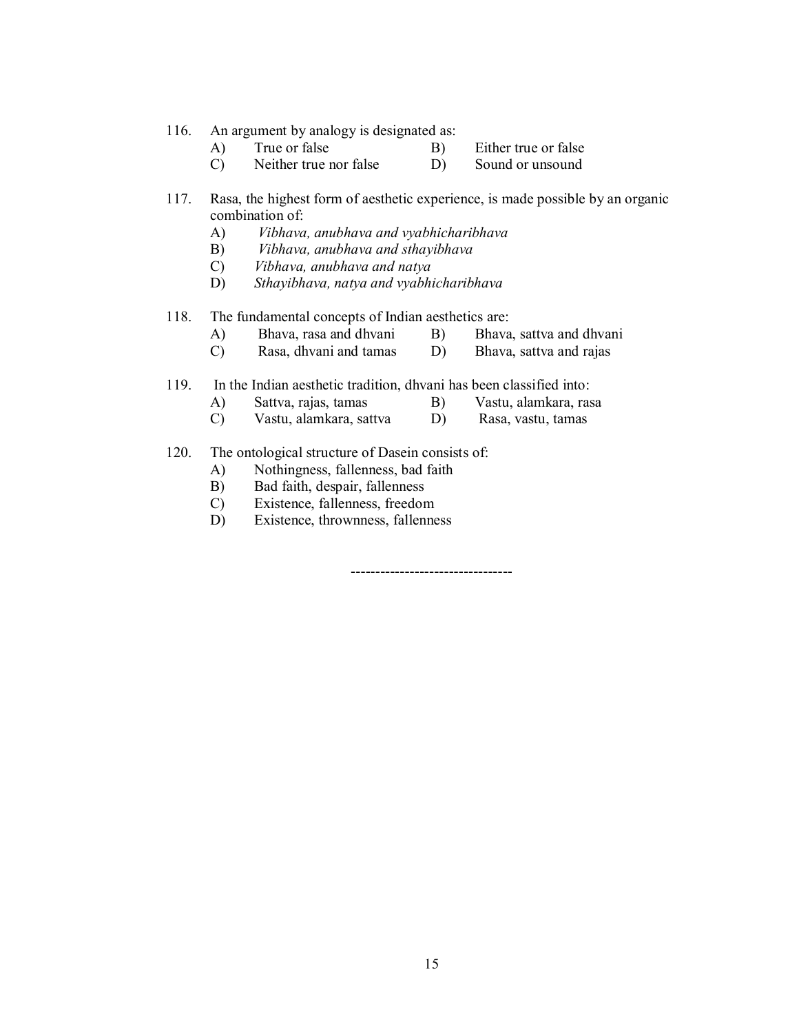116. An argument by analogy is designated as:

A) True or false  
B) Either true or false  
C) Neither true nor false  
D) Sound or unsound

117. Rasa, the highest form of aesthetic experience, is made possible by an organic combination of:

A) *Vibhava, anubhava and vyabhicharibhava*  
B) *Vibhava, anubhava and sthayibhava*  
C) *Vibhava, anubhava and natya*  
D) *Sthayibhava, natya and vyabhicharibhava*

118. The fundamental concepts of Indian aesthetics are:

A) Bhava, rasa and dhvani  
B) Bhava, sattva and dhvani  
C) Rasa, dhvani and tamas  
D) Bhava, sattva and rajas

119. In the Indian aesthetic tradition, dhvani has been classified into:

A) Sattva, rajas, tamas  
B) Vastu, alamkara, rasa  
C) Vastu, alamkara, sattva  
D) Rasa, vastu, tamas

120. The ontological structure of Dasein consists of:

A) Nothingness, fallenness, bad faith  
B) Bad faith, despair, fallenness  
C) Existence, fallenness, freedom  
D) Existence, thrownness, fallenness

--------------------------------